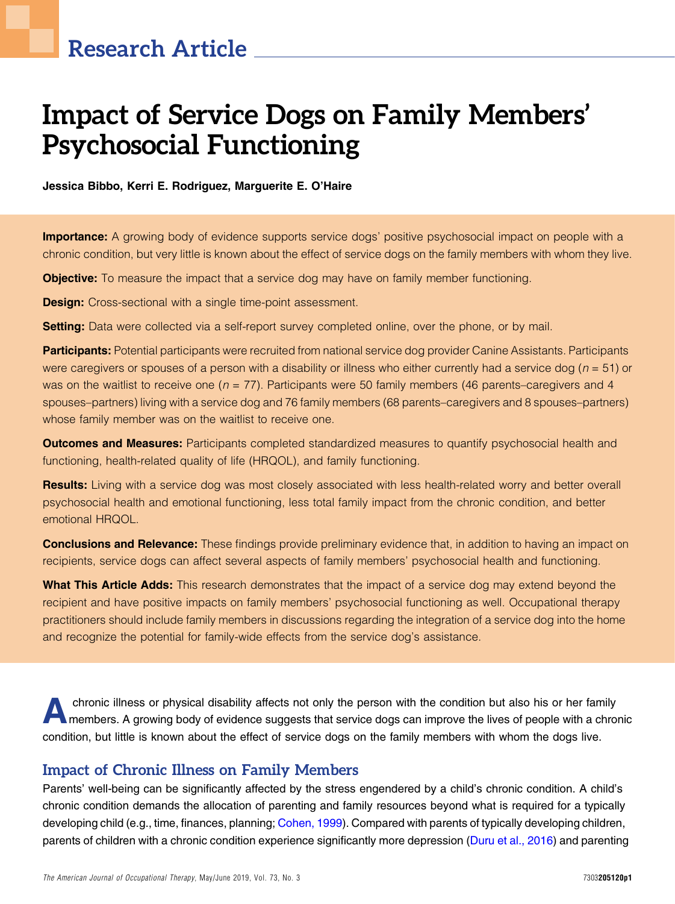Research Article

# Impact of Service Dogs on Family Members' Psychosocial Functioning

**Jessica Bibbo, Kerri E. Rodriguez, Marguerite E. O'Haire**

**Importance:** A growing body of evidence supports service dogs' positive psychosocial impact on people with a chronic condition, but very little is known about the effect of service dogs on the family members with whom they live.

**Objective:** To measure the impact that a service dog may have on family member functioning.

**Design:** Cross-sectional with a single time-point assessment.

**Setting:** Data were collected via a self-report survey completed online, over the phone, or by mail.

**Participants:** Potential participants were recruited from national service dog provider Canine Assistants. Participants were caregivers or spouses of a person with a disability or illness who either currently had a service dog ($n = 51$) or was on the waitlist to receive one ($n = 77$). Participants were 50 family members (46 parents–caregivers and 4 spouses–partners) living with a service dog and 76 family members (68 parents–caregivers and 8 spouses–partners) whose family member was on the waitlist to receive one.

**Outcomes and Measures:** Participants completed standardized measures to quantify psychosocial health and functioning, health-related quality of life (HRQOL), and family functioning.

**Results:** Living with a service dog was most closely associated with less health-related worry and better overall psychosocial health and emotional functioning, less total family impact from the chronic condition, and better emotional HRQOL.

**Conclusions and Relevance:** These findings provide preliminary evidence that, in addition to having an impact on recipients, service dogs can affect several aspects of family members' psychosocial health and functioning.

**What This Article Adds:** This research demonstrates that the impact of a service dog may extend beyond the recipient and have positive impacts on family members' psychosocial functioning as well. Occupational therapy practitioners should include family members in discussions regarding the integration of a service dog into the home and recognize the potential for family-wide effects from the service dog's assistance.

A chronic illness or physical disability affects not only the person with the condition but also his or her family members. A growing body of evidence suggests that service dogs can improve the lives of people with a chronic condition, but little is known about the effect of service dogs on the family members with whom the dogs live.

## Impact of Chronic Illness on Family Members

Parents' well-being can be significantly affected by the stress engendered by a child's chronic condition. A child's chronic condition demands the allocation of parenting and family resources beyond what is required for a typically developing child (e.g., time, finances, planning; Cohen, 1999). Compared with parents of typically developing children, parents of children with a chronic condition experience significantly more depression (Duru et al., 2016) and parenting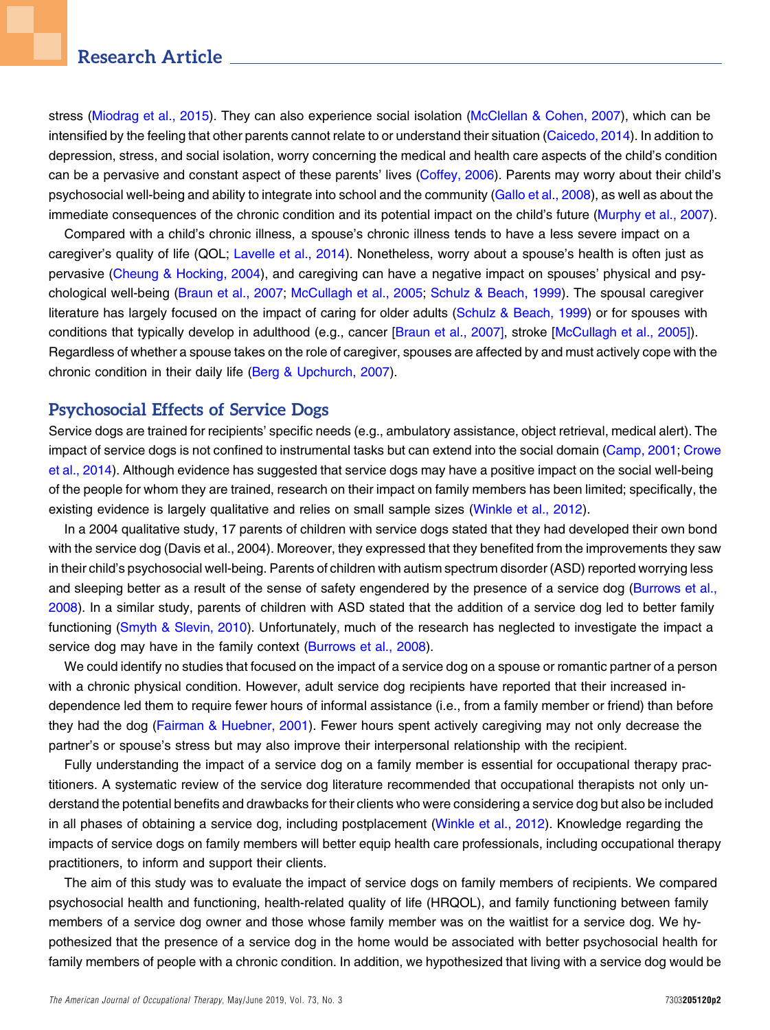stress (Miodrag et al., 2015). They can also experience social isolation (McClellan & Cohen, 2007), which can be intensified by the feeling that other parents cannot relate to or understand their situation (Caicedo, 2014). In addition to depression, stress, and social isolation, worry concerning the medical and health care aspects of the child's condition can be a pervasive and constant aspect of these parents' lives (Coffey, 2006). Parents may worry about their child's psychosocial well-being and ability to integrate into school and the community (Gallo et al., 2008), as well as about the immediate consequences of the chronic condition and its potential impact on the child's future (Murphy et al., 2007).

Compared with a child's chronic illness, a spouse's chronic illness tends to have a less severe impact on a caregiver's quality of life (QOL; Lavelle et al., 2014). Nonetheless, worry about a spouse's health is often just as pervasive (Cheung & Hocking, 2004), and caregiving can have a negative impact on spouses' physical and psychological well-being (Braun et al., 2007; McCullagh et al., 2005; Schulz & Beach, 1999). The spousal caregiver literature has largely focused on the impact of caring for older adults (Schulz & Beach, 1999) or for spouses with conditions that typically develop in adulthood (e.g., cancer [Braun et al., 2007], stroke [McCullagh et al., 2005]). Regardless of whether a spouse takes on the role of caregiver, spouses are affected by and must actively cope with the chronic condition in their daily life (Berg & Upchurch, 2007).

## Psychosocial Effects of Service Dogs

Service dogs are trained for recipients' specific needs (e.g., ambulatory assistance, object retrieval, medical alert). The impact of service dogs is not confined to instrumental tasks but can extend into the social domain (Camp, 2001; Crowe et al., 2014). Although evidence has suggested that service dogs may have a positive impact on the social well-being of the people for whom they are trained, research on their impact on family members has been limited; specifically, the existing evidence is largely qualitative and relies on small sample sizes (Winkle et al., 2012).

In a 2004 qualitative study, 17 parents of children with service dogs stated that they had developed their own bond with the service dog (Davis et al., 2004). Moreover, they expressed that they benefited from the improvements they saw in their child's psychosocial well-being. Parents of children with autism spectrum disorder (ASD) reported worrying less and sleeping better as a result of the sense of safety engendered by the presence of a service dog (Burrows et al., 2008). In a similar study, parents of children with ASD stated that the addition of a service dog led to better family functioning (Smyth & Slevin, 2010). Unfortunately, much of the research has neglected to investigate the impact a service dog may have in the family context (Burrows et al., 2008).

We could identify no studies that focused on the impact of a service dog on a spouse or romantic partner of a person with a chronic physical condition. However, adult service dog recipients have reported that their increased independence led them to require fewer hours of informal assistance (i.e., from a family member or friend) than before they had the dog (Fairman & Huebner, 2001). Fewer hours spent actively caregiving may not only decrease the partner's or spouse's stress but may also improve their interpersonal relationship with the recipient.

Fully understanding the impact of a service dog on a family member is essential for occupational therapy practitioners. A systematic review of the service dog literature recommended that occupational therapists not only understand the potential benefits and drawbacks for their clients who were considering a service dog but also be included in all phases of obtaining a service dog, including postplacement (Winkle et al., 2012). Knowledge regarding the impacts of service dogs on family members will better equip health care professionals, including occupational therapy practitioners, to inform and support their clients.

The aim of this study was to evaluate the impact of service dogs on family members of recipients. We compared psychosocial health and functioning, health-related quality of life (HRQOL), and family functioning between family members of a service dog owner and those whose family member was on the waitlist for a service dog. We hypothesized that the presence of a service dog in the home would be associated with better psychosocial health for family members of people with a chronic condition. In addition, we hypothesized that living with a service dog would be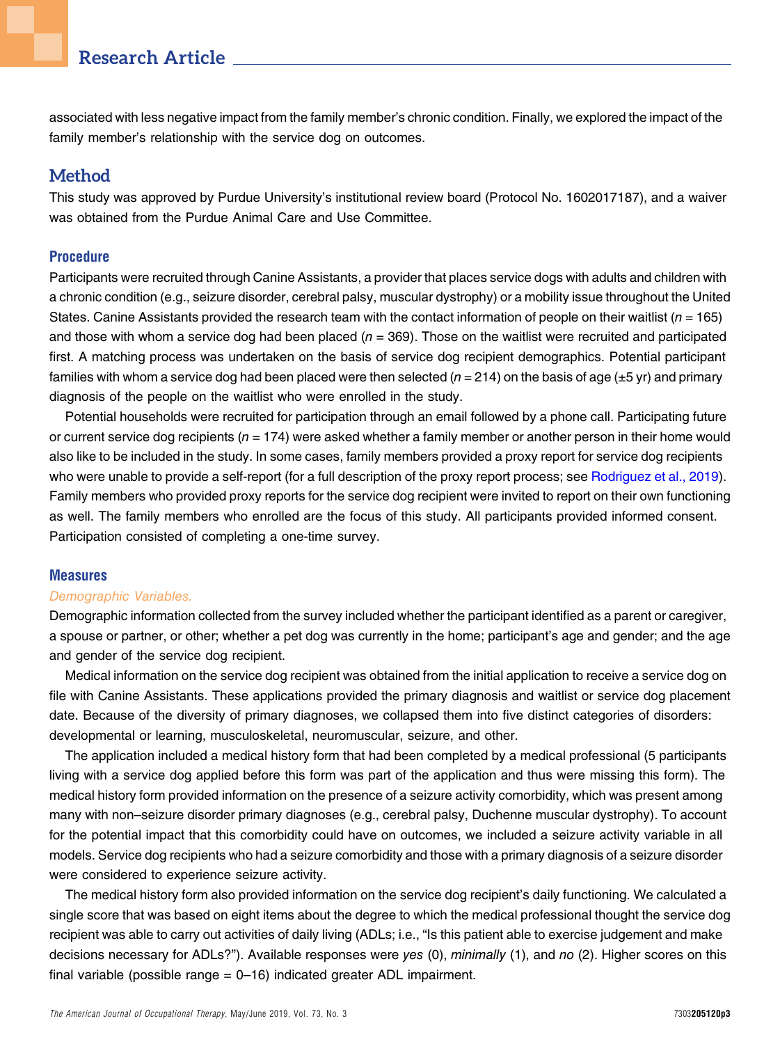associated with less negative impact from the family member's chronic condition. Finally, we explored the impact of the family member's relationship with the service dog on outcomes.

## Method

This study was approved by Purdue University's institutional review board (Protocol No. 1602017187), and a waiver was obtained from the Purdue Animal Care and Use Committee.

### Procedure

Participants were recruited through Canine Assistants, a provider that places service dogs with adults and children with a chronic condition (e.g., seizure disorder, cerebral palsy, muscular dystrophy) or a mobility issue throughout the United States. Canine Assistants provided the research team with the contact information of people on their waitlist ($n$ = 165) and those with whom a service dog had been placed ($n$ = 369). Those on the waitlist were recruited and participated first. A matching process was undertaken on the basis of service dog recipient demographics. Potential participant families with whom a service dog had been placed were then selected ($n$ = 214) on the basis of age (±5 yr) and primary diagnosis of the people on the waitlist who were enrolled in the study.

Potential households were recruited for participation through an email followed by a phone call. Participating future or current service dog recipients ($n$ = 174) were asked whether a family member or another person in their home would also like to be included in the study. In some cases, family members provided a proxy report for service dog recipients who were unable to provide a self-report (for a full description of the proxy report process; see Rodriguez et al., 2019). Family members who provided proxy reports for the service dog recipient were invited to report on their own functioning as well. The family members who enrolled are the focus of this study. All participants provided informed consent. Participation consisted of completing a one-time survey.

### Measures

#### *Demographic Variables.*

Demographic information collected from the survey included whether the participant identified as a parent or caregiver, a spouse or partner, or other; whether a pet dog was currently in the home; participant's age and gender; and the age and gender of the service dog recipient.

Medical information on the service dog recipient was obtained from the initial application to receive a service dog on file with Canine Assistants. These applications provided the primary diagnosis and waitlist or service dog placement date. Because of the diversity of primary diagnoses, we collapsed them into five distinct categories of disorders: developmental or learning, musculoskeletal, neuromuscular, seizure, and other.

The application included a medical history form that had been completed by a medical professional (5 participants living with a service dog applied before this form was part of the application and thus were missing this form). The medical history form provided information on the presence of a seizure activity comorbidity, which was present among many with non–seizure disorder primary diagnoses (e.g., cerebral palsy, Duchenne muscular dystrophy). To account for the potential impact that this comorbidity could have on outcomes, we included a seizure activity variable in all models. Service dog recipients who had a seizure comorbidity and those with a primary diagnosis of a seizure disorder were considered to experience seizure activity.

The medical history form also provided information on the service dog recipient's daily functioning. We calculated a single score that was based on eight items about the degree to which the medical professional thought the service dog recipient was able to carry out activities of daily living (ADLs; i.e., "Is this patient able to exercise judgement and make decisions necessary for ADLs?"). Available responses were *yes* (0), *minimally* (1), and *no* (2). Higher scores on this final variable (possible range = 0–16) indicated greater ADL impairment.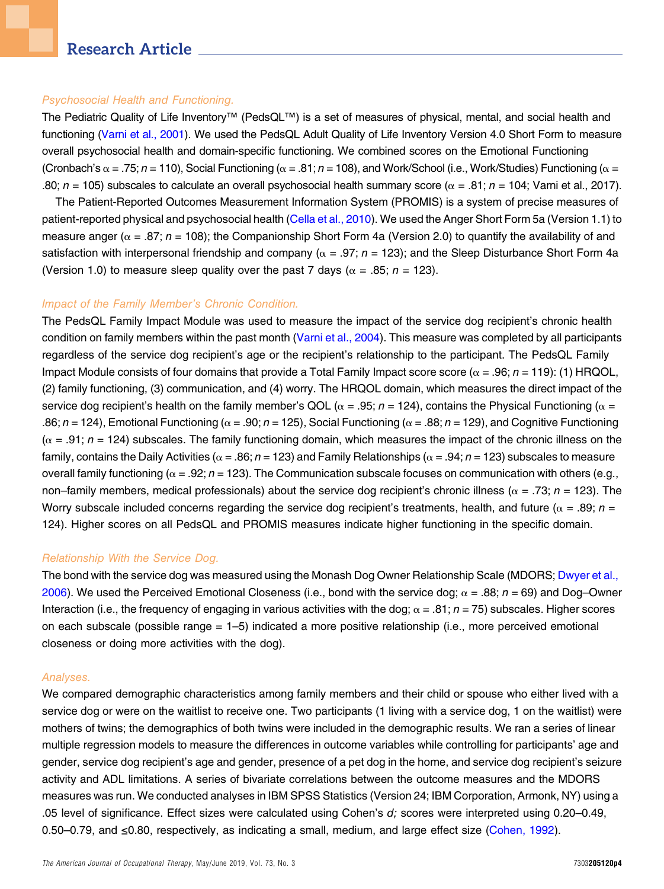*Psychosocial Health and Functioning.*

The Pediatric Quality of Life Inventory™ (PedsQL™) is a set of measures of physical, mental, and social health and functioning (Varni et al., 2001). We used the PedsQL Adult Quality of Life Inventory Version 4.0 Short Form to measure overall psychosocial health and domain-specific functioning. We combined scores on the Emotional Functioning (Cronbach's $\alpha$ = .75; *n* = 110), Social Functioning ($\alpha$ = .81; *n* = 108), and Work/School (i.e., Work/Studies) Functioning ($\alpha$ = .80; *n* = 105) subscales to calculate an overall psychosocial health summary score ($\alpha$ = .81; *n* = 104; Varni et al., 2017).

The Patient-Reported Outcomes Measurement Information System (PROMIS) is a system of precise measures of patient-reported physical and psychosocial health (Cella et al., 2010). We used the Anger Short Form 5a (Version 1.1) to measure anger ($\alpha$ = .87; *n* = 108); the Companionship Short Form 4a (Version 2.0) to quantify the availability of and satisfaction with interpersonal friendship and company ($\alpha$ = .97; *n* = 123); and the Sleep Disturbance Short Form 4a (Version 1.0) to measure sleep quality over the past 7 days ($\alpha$ = .85; *n* = 123).

*Impact of the Family Member's Chronic Condition.*

The PedsQL Family Impact Module was used to measure the impact of the service dog recipient's chronic health condition on family members within the past month (Varni et al., 2004). This measure was completed by all participants regardless of the service dog recipient's age or the recipient's relationship to the participant. The PedsQL Family Impact Module consists of four domains that provide a Total Family Impact score score ($\alpha$ = .96; *n* = 119): (1) HRQOL, (2) family functioning, (3) communication, and (4) worry. The HRQOL domain, which measures the direct impact of the service dog recipient's health on the family member's QOL ($\alpha$ = .95; *n* = 124), contains the Physical Functioning ($\alpha$ = .86; *n* = 124), Emotional Functioning ($\alpha$ = .90; *n* = 125), Social Functioning ($\alpha$ = .88; *n* = 129), and Cognitive Functioning ($\alpha$ = .91; *n* = 124) subscales. The family functioning domain, which measures the impact of the chronic illness on the family, contains the Daily Activities ($\alpha$ = .86; *n* = 123) and Family Relationships ($\alpha$ = .94; *n* = 123) subscales to measure overall family functioning ($\alpha$ = .92; *n* = 123). The Communication subscale focuses on communication with others (e.g., non–family members, medical professionals) about the service dog recipient's chronic illness ($\alpha$ = .73; *n* = 123). The Worry subscale included concerns regarding the service dog recipient's treatments, health, and future ($\alpha$ = .89; *n* = 124). Higher scores on all PedsQL and PROMIS measures indicate higher functioning in the specific domain.

*Relationship With the Service Dog.*

The bond with the service dog was measured using the Monash Dog Owner Relationship Scale (MDORS; Dwyer et al., 2006). We used the Perceived Emotional Closeness (i.e., bond with the service dog; $\alpha$ = .88; *n* = 69) and Dog–Owner Interaction (i.e., the frequency of engaging in various activities with the dog; $\alpha$ = .81; *n* = 75) subscales. Higher scores on each subscale (possible range = 1–5) indicated a more positive relationship (i.e., more perceived emotional closeness or doing more activities with the dog).

*Analyses.*

We compared demographic characteristics among family members and their child or spouse who either lived with a service dog or were on the waitlist to receive one. Two participants (1 living with a service dog, 1 on the waitlist) were mothers of twins; the demographics of both twins were included in the demographic results. We ran a series of linear multiple regression models to measure the differences in outcome variables while controlling for participants' age and gender, service dog recipient's age and gender, presence of a pet dog in the home, and service dog recipient's seizure activity and ADL limitations. A series of bivariate correlations between the outcome measures and the MDORS measures was run. We conducted analyses in IBM SPSS Statistics (Version 24; IBM Corporation, Armonk, NY) using a .05 level of significance. Effect sizes were calculated using Cohen's *d;* scores were interpreted using 0.20–0.49, 0.50–0.79, and ≤0.80, respectively, as indicating a small, medium, and large effect size (Cohen, 1992).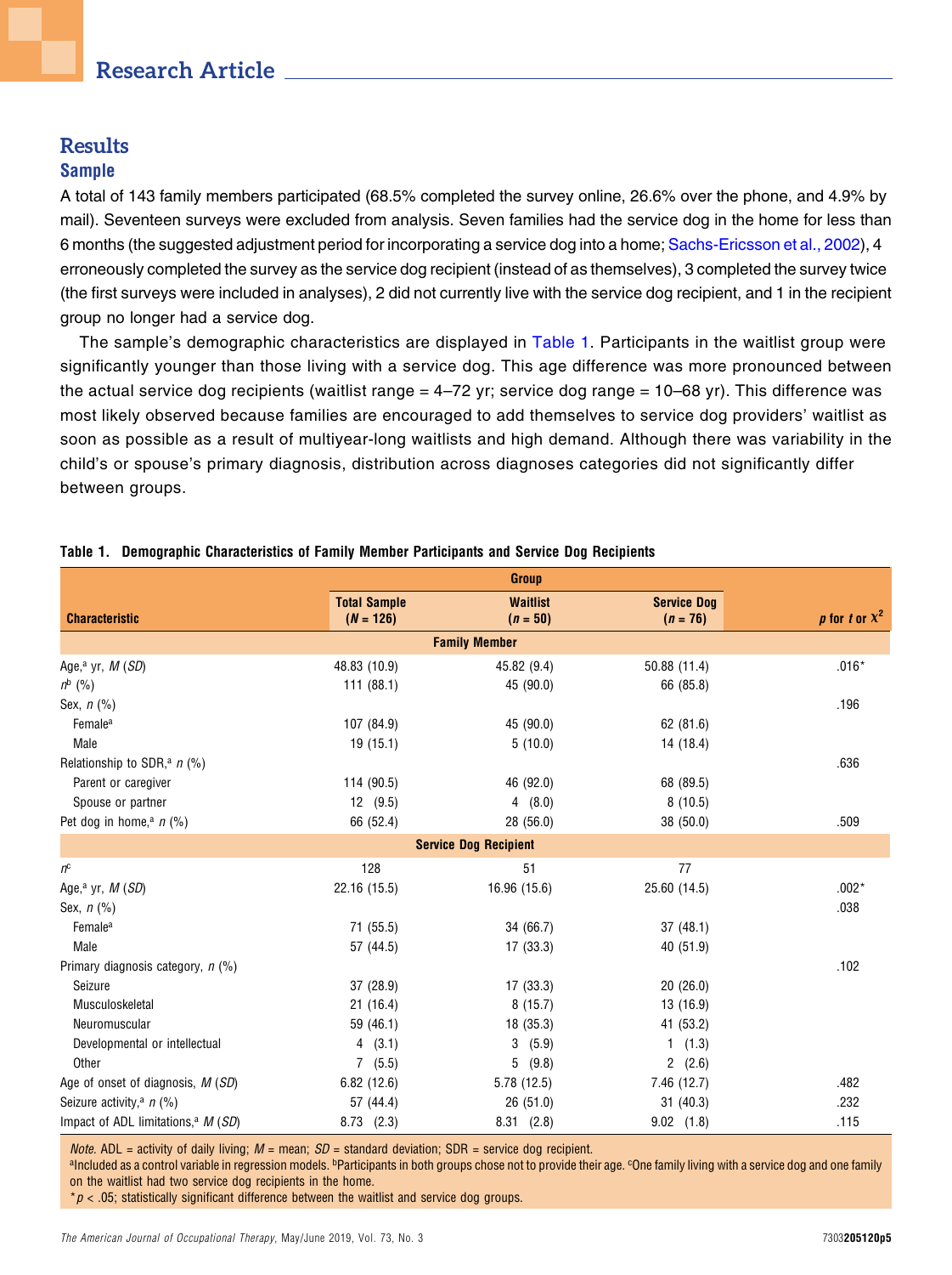## Results

### Sample

A total of 143 family members participated (68.5% completed the survey online, 26.6% over the phone, and 4.9% by mail). Seventeen surveys were excluded from analysis. Seven families had the service dog in the home for less than 6 months (the suggested adjustment period for incorporating a service dog into a home; Sachs-Ericsson et al., 2002), 4 erroneously completed the survey as the service dog recipient (instead of as themselves), 3 completed the survey twice (the first surveys were included in analyses), 2 did not currently live with the service dog recipient, and 1 in the recipient group no longer had a service dog.

The sample's demographic characteristics are displayed in Table 1. Participants in the waitlist group were significantly younger than those living with a service dog. This age difference was more pronounced between the actual service dog recipients (waitlist range = 4–72 yr; service dog range = 10–68 yr). This difference was most likely observed because families are encouraged to add themselves to service dog providers' waitlist as soon as possible as a result of multiyear-long waitlists and high demand. Although there was variability in the child's or spouse's primary diagnosis, distribution across diagnoses categories did not significantly differ between groups.

**Table 1. Demographic Characteristics of Family Member Participants and Service Dog Recipients**

| Characteristic | Total Sample ($N$ = 126) | Waitlist ($n$ = 50) | Service Dog ($n$ = 76) | $p$ for $t$ or $\chi^2$ |
|---|---|---|---|---|
| **Family Member** | | | | |
| Age,[a] yr, $M$ ($SD$) | 48.83 (10.9) | 45.82 (9.4) | 50.88 (11.4) | .016* |
| $n$[b] (%) | 111 (88.1) | 45 (90.0) | 66 (85.8) | |
| Sex, $n$ (%) | | | | .196 |
| Female[a] | 107 (84.9) | 45 (90.0) | 62 (81.6) | |
| Male | 19 (15.1) | 5 (10.0) | 14 (18.4) | |
| Relationship to SDR,[a] $n$ (%) | | | | .636 |
| Parent or caregiver | 114 (90.5) | 46 (92.0) | 68 (89.5) | |
| Spouse or partner | 12 (9.5) | 4 (8.0) | 8 (10.5) | |
| Pet dog in home,[a] $n$ (%) | 66 (52.4) | 28 (56.0) | 38 (50.0) | .509 |
| **Service Dog Recipient** | | | | |
| $n$[c] | 128 | 51 | 77 | |
| Age,[a] yr, $M$ ($SD$) | 22.16 (15.5) | 16.96 (15.6) | 25.60 (14.5) | .002* |
| Sex, $n$ (%) | | | | .038 |
| Female[a] | 71 (55.5) | 34 (66.7) | 37 (48.1) | |
| Male | 57 (44.5) | 17 (33.3) | 40 (51.9) | |
| Primary diagnosis category, $n$ (%) | | | | .102 |
| Seizure | 37 (28.9) | 17 (33.3) | 20 (26.0) | |
| Musculoskeletal | 21 (16.4) | 8 (15.7) | 13 (16.9) | |
| Neuromuscular | 59 (46.1) | 18 (35.3) | 41 (53.2) | |
| Developmental or intellectual | 4 (3.1) | 3 (5.9) | 1 (1.3) | |
| Other | 7 (5.5) | 5 (9.8) | 2 (2.6) | |
| Age of onset of diagnosis, $M$ ($SD$) | 6.82 (12.6) | 5.78 (12.5) | 7.46 (12.7) | .482 |
| Seizure activity,[a] $n$ (%) | 57 (44.4) | 26 (51.0) | 31 (40.3) | .232 |
| Impact of ADL limitations,[a] $M$ ($SD$) | 8.73 (2.3) | 8.31 (2.8) | 9.02 (1.8) | .115 |

*Note.* ADL = activity of daily living; $M$ = mean; $SD$ = standard deviation; SDR = service dog recipient.
[a]Included as a control variable in regression models. [b]Participants in both groups chose not to provide their age. [c]One family living with a service dog and one family on the waitlist had two service dog recipients in the home.
*$p < .05$; statistically significant difference between the waitlist and service dog groups.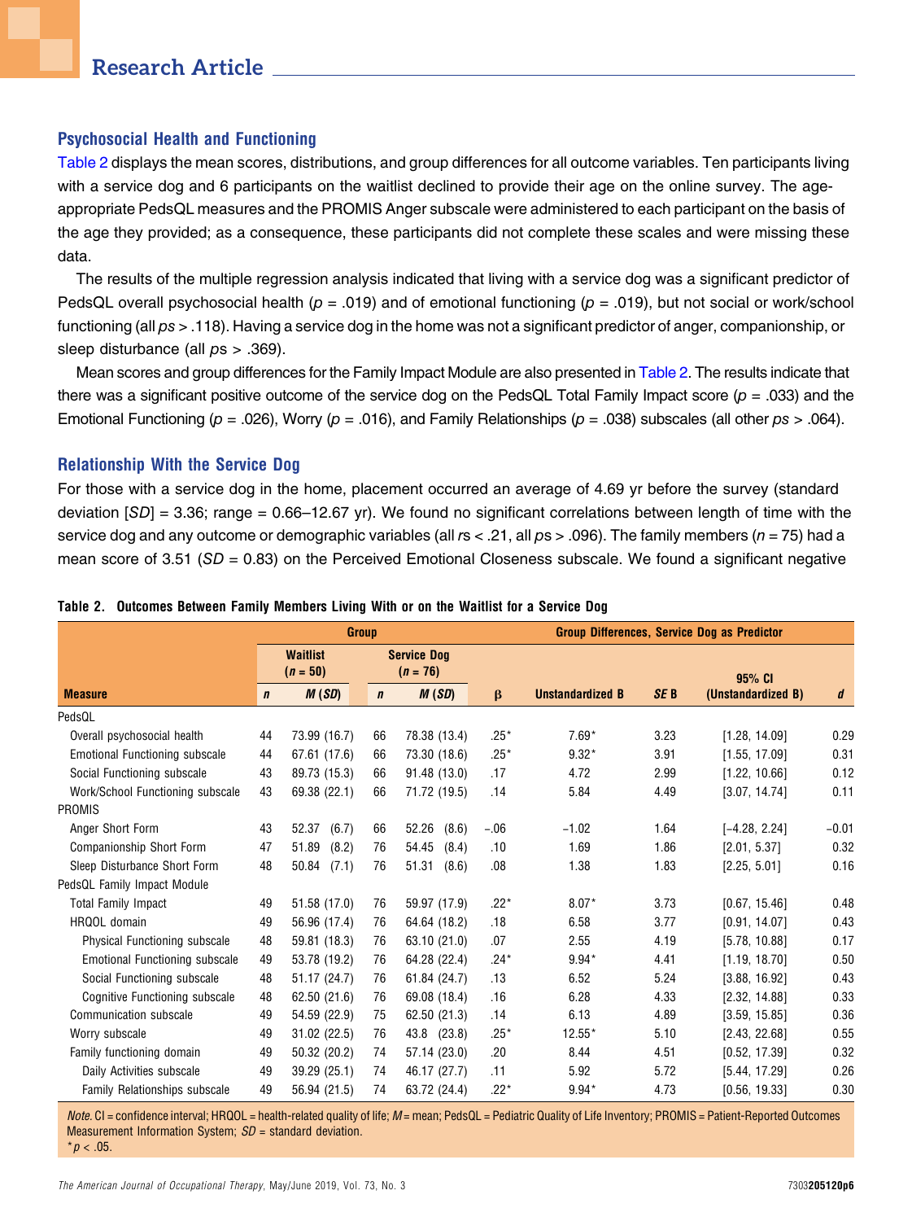## Psychosocial Health and Functioning

Table 2 displays the mean scores, distributions, and group differences for all outcome variables. Ten participants living with a service dog and 6 participants on the waitlist declined to provide their age on the online survey. The age-appropriate PedsQL measures and the PROMIS Anger subscale were administered to each participant on the basis of the age they provided; as a consequence, these participants did not complete these scales and were missing these data.

The results of the multiple regression analysis indicated that living with a service dog was a significant predictor of PedsQL overall psychosocial health ($p = .019$) and of emotional functioning ($p = .019$), but not social or work/school functioning (all $ps > .118$). Having a service dog in the home was not a significant predictor of anger, companionship, or sleep disturbance (all $ps > .369$).

Mean scores and group differences for the Family Impact Module are also presented in Table 2. The results indicate that there was a significant positive outcome of the service dog on the PedsQL Total Family Impact score ($p = .033$) and the Emotional Functioning ($p = .026$), Worry ($p = .016$), and Family Relationships ($p = .038$) subscales (all other $ps > .064$).

## Relationship With the Service Dog

For those with a service dog in the home, placement occurred an average of 4.69 yr before the survey (standard deviation [*SD*] = 3.36; range = 0.66–12.67 yr). We found no significant correlations between length of time with the service dog and any outcome or demographic variables (all $rs < .21$, all $ps > .096$). The family members ($n = 75$) had a mean score of 3.51 ($SD = 0.83$) on the Perceived Emotional Closeness subscale. We found a significant negative

**Table 2. Outcomes Between Family Members Living With or on the Waitlist for a Service Dog**

| | Group | | | | Group Differences, Service Dog as Predictor | | | | |
|---|---|---|---|---|---|---|---|---|---|
| | Waitlist ($n = 50$) | | Service Dog ($n = 76$) | | | | | | |
| **Measure** | ***n*** | ***M* (*SD*)** | ***n*** | ***M* (*SD*)** | **β** | **Unstandardized B** | ***SE* B** | **95% CI (Unstandardized B)** | ***d*** |
| PedsQL | | | | | | | | | |
| Overall psychosocial health | 44 | 73.99 (16.7) | 66 | 78.38 (13.4) | .25* | 7.69* | 3.23 | [1.28, 14.09] | 0.29 |
| Emotional Functioning subscale | 44 | 67.61 (17.6) | 66 | 73.30 (18.6) | .25* | 9.32* | 3.91 | [1.55, 17.09] | 0.31 |
| Social Functioning subscale | 43 | 89.73 (15.3) | 66 | 91.48 (13.0) | .17 | 4.72 | 2.99 | [1.22, 10.66] | 0.12 |
| Work/School Functioning subscale | 43 | 69.38 (22.1) | 66 | 71.72 (19.5) | .14 | 5.84 | 4.49 | [3.07, 14.74] | 0.11 |
| PROMIS | | | | | | | | | |
| Anger Short Form | 43 | 52.37 (6.7) | 66 | 52.26 (8.6) | −.06 | −1.02 | 1.64 | [−4.28, 2.24] | −0.01 |
| Companionship Short Form | 47 | 51.89 (8.2) | 76 | 54.45 (8.4) | .10 | 1.69 | 1.86 | [2.01, 5.37] | 0.32 |
| Sleep Disturbance Short Form | 48 | 50.84 (7.1) | 76 | 51.31 (8.6) | .08 | 1.38 | 1.83 | [2.25, 5.01] | 0.16 |
| PedsQL Family Impact Module | | | | | | | | | |
| Total Family Impact | 49 | 51.58 (17.0) | 76 | 59.97 (17.9) | .22* | 8.07* | 3.73 | [0.67, 15.46] | 0.48 |
| HRQOL domain | 49 | 56.96 (17.4) | 76 | 64.64 (18.2) | .18 | 6.58 | 3.77 | [0.91, 14.07] | 0.43 |
| Physical Functioning subscale | 48 | 59.81 (18.3) | 76 | 63.10 (21.0) | .07 | 2.55 | 4.19 | [5.78, 10.88] | 0.17 |
| Emotional Functioning subscale | 49 | 53.78 (19.2) | 76 | 64.28 (22.4) | .24* | 9.94* | 4.41 | [1.19, 18.70] | 0.50 |
| Social Functioning subscale | 48 | 51.17 (24.7) | 76 | 61.84 (24.7) | .13 | 6.52 | 5.24 | [3.88, 16.92] | 0.43 |
| Cognitive Functioning subscale | 48 | 62.50 (21.6) | 76 | 69.08 (18.4) | .16 | 6.28 | 4.33 | [2.32, 14.88] | 0.33 |
| Communication subscale | 49 | 54.59 (22.9) | 75 | 62.50 (21.3) | .14 | 6.13 | 4.89 | [3.59, 15.85] | 0.36 |
| Worry subscale | 49 | 31.02 (22.5) | 76 | 43.8 (23.8) | .25* | 12.55* | 5.10 | [2.43, 22.68] | 0.55 |
| Family functioning domain | 49 | 50.32 (20.2) | 74 | 57.14 (23.0) | .20 | 8.44 | 4.51 | [0.52, 17.39] | 0.32 |
| Daily Activities subscale | 49 | 39.29 (25.1) | 74 | 46.17 (27.7) | .11 | 5.92 | 5.72 | [5.44, 17.29] | 0.26 |
| Family Relationships subscale | 49 | 56.94 (21.5) | 74 | 63.72 (24.4) | .22* | 9.94* | 4.73 | [0.56, 19.33] | 0.30 |

*Note.* CI = confidence interval; HRQOL = health-related quality of life; *M* = mean; PedsQL = Pediatric Quality of Life Inventory; PROMIS = Patient-Reported Outcomes Measurement Information System; *SD* = standard deviation.
*$p < .05$.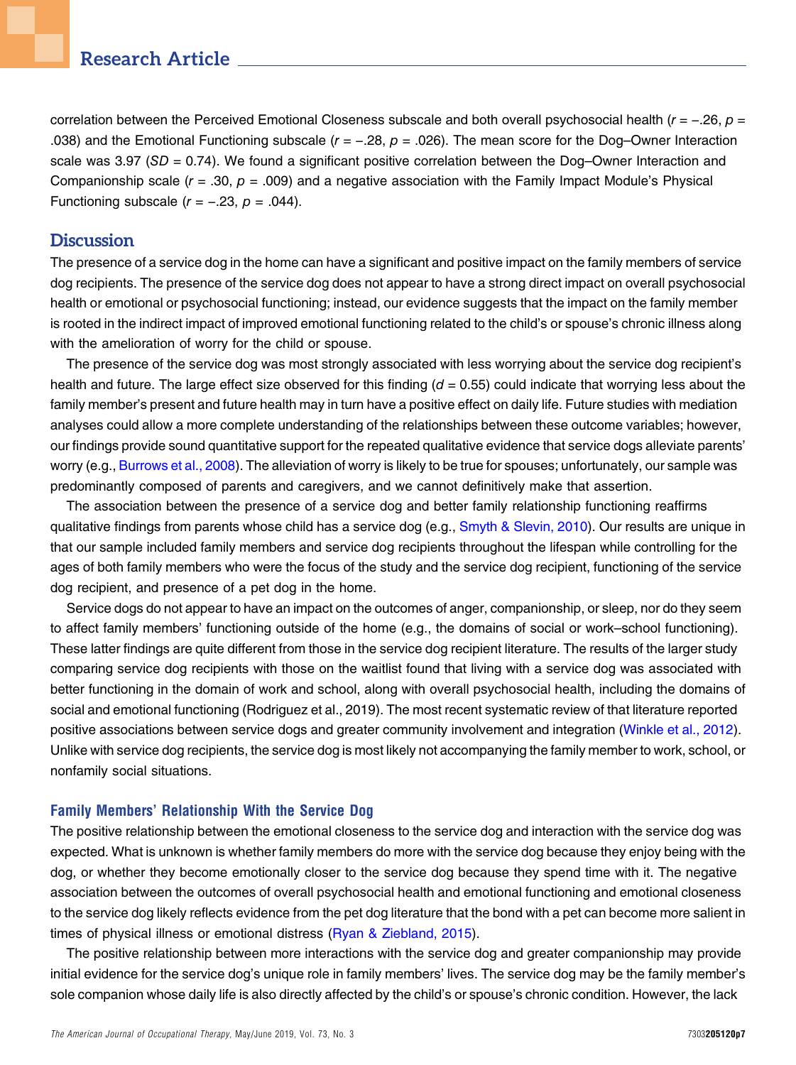correlation between the Perceived Emotional Closeness subscale and both overall psychosocial health ($r = -.26$, $p = .038$) and the Emotional Functioning subscale ($r = -.28$, $p = .026$). The mean score for the Dog–Owner Interaction scale was 3.97 ($SD = 0.74$). We found a significant positive correlation between the Dog–Owner Interaction and Companionship scale ($r = .30$, $p = .009$) and a negative association with the Family Impact Module's Physical Functioning subscale ($r = -.23$, $p = .044$).

## Discussion

The presence of a service dog in the home can have a significant and positive impact on the family members of service dog recipients. The presence of the service dog does not appear to have a strong direct impact on overall psychosocial health or emotional or psychosocial functioning; instead, our evidence suggests that the impact on the family member is rooted in the indirect impact of improved emotional functioning related to the child's or spouse's chronic illness along with the amelioration of worry for the child or spouse.

The presence of the service dog was most strongly associated with less worrying about the service dog recipient's health and future. The large effect size observed for this finding ($d = 0.55$) could indicate that worrying less about the family member's present and future health may in turn have a positive effect on daily life. Future studies with mediation analyses could allow a more complete understanding of the relationships between these outcome variables; however, our findings provide sound quantitative support for the repeated qualitative evidence that service dogs alleviate parents' worry (e.g., Burrows et al., 2008). The alleviation of worry is likely to be true for spouses; unfortunately, our sample was predominantly composed of parents and caregivers, and we cannot definitively make that assertion.

The association between the presence of a service dog and better family relationship functioning reaffirms qualitative findings from parents whose child has a service dog (e.g., Smyth & Slevin, 2010). Our results are unique in that our sample included family members and service dog recipients throughout the lifespan while controlling for the ages of both family members who were the focus of the study and the service dog recipient, functioning of the service dog recipient, and presence of a pet dog in the home.

Service dogs do not appear to have an impact on the outcomes of anger, companionship, or sleep, nor do they seem to affect family members' functioning outside of the home (e.g., the domains of social or work–school functioning). These latter findings are quite different from those in the service dog recipient literature. The results of the larger study comparing service dog recipients with those on the waitlist found that living with a service dog was associated with better functioning in the domain of work and school, along with overall psychosocial health, including the domains of social and emotional functioning (Rodriguez et al., 2019). The most recent systematic review of that literature reported positive associations between service dogs and greater community involvement and integration (Winkle et al., 2012). Unlike with service dog recipients, the service dog is most likely not accompanying the family member to work, school, or nonfamily social situations.

### Family Members' Relationship With the Service Dog

The positive relationship between the emotional closeness to the service dog and interaction with the service dog was expected. What is unknown is whether family members do more with the service dog because they enjoy being with the dog, or whether they become emotionally closer to the service dog because they spend time with it. The negative association between the outcomes of overall psychosocial health and emotional functioning and emotional closeness to the service dog likely reflects evidence from the pet dog literature that the bond with a pet can become more salient in times of physical illness or emotional distress (Ryan & Ziebland, 2015).

The positive relationship between more interactions with the service dog and greater companionship may provide initial evidence for the service dog's unique role in family members' lives. The service dog may be the family member's sole companion whose daily life is also directly affected by the child's or spouse's chronic condition. However, the lack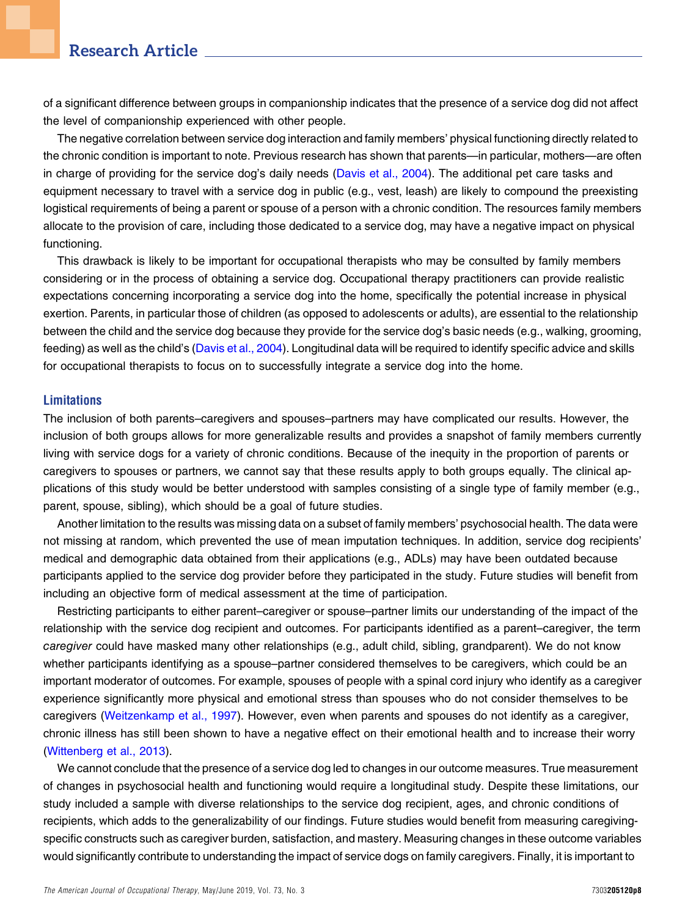of a significant difference between groups in companionship indicates that the presence of a service dog did not affect the level of companionship experienced with other people.

The negative correlation between service dog interaction and family members' physical functioning directly related to the chronic condition is important to note. Previous research has shown that parents—in particular, mothers—are often in charge of providing for the service dog's daily needs (Davis et al., 2004). The additional pet care tasks and equipment necessary to travel with a service dog in public (e.g., vest, leash) are likely to compound the preexisting logistical requirements of being a parent or spouse of a person with a chronic condition. The resources family members allocate to the provision of care, including those dedicated to a service dog, may have a negative impact on physical functioning.

This drawback is likely to be important for occupational therapists who may be consulted by family members considering or in the process of obtaining a service dog. Occupational therapy practitioners can provide realistic expectations concerning incorporating a service dog into the home, specifically the potential increase in physical exertion. Parents, in particular those of children (as opposed to adolescents or adults), are essential to the relationship between the child and the service dog because they provide for the service dog's basic needs (e.g., walking, grooming, feeding) as well as the child's (Davis et al., 2004). Longitudinal data will be required to identify specific advice and skills for occupational therapists to focus on to successfully integrate a service dog into the home.

### Limitations

The inclusion of both parents–caregivers and spouses–partners may have complicated our results. However, the inclusion of both groups allows for more generalizable results and provides a snapshot of family members currently living with service dogs for a variety of chronic conditions. Because of the inequity in the proportion of parents or caregivers to spouses or partners, we cannot say that these results apply to both groups equally. The clinical applications of this study would be better understood with samples consisting of a single type of family member (e.g., parent, spouse, sibling), which should be a goal of future studies.

Another limitation to the results was missing data on a subset of family members' psychosocial health. The data were not missing at random, which prevented the use of mean imputation techniques. In addition, service dog recipients' medical and demographic data obtained from their applications (e.g., ADLs) may have been outdated because participants applied to the service dog provider before they participated in the study. Future studies will benefit from including an objective form of medical assessment at the time of participation.

Restricting participants to either parent–caregiver or spouse–partner limits our understanding of the impact of the relationship with the service dog recipient and outcomes. For participants identified as a parent–caregiver, the term *caregiver* could have masked many other relationships (e.g., adult child, sibling, grandparent). We do not know whether participants identifying as a spouse–partner considered themselves to be caregivers, which could be an important moderator of outcomes. For example, spouses of people with a spinal cord injury who identify as a caregiver experience significantly more physical and emotional stress than spouses who do not consider themselves to be caregivers (Weitzenkamp et al., 1997). However, even when parents and spouses do not identify as a caregiver, chronic illness has still been shown to have a negative effect on their emotional health and to increase their worry (Wittenberg et al., 2013).

We cannot conclude that the presence of a service dog led to changes in our outcome measures. True measurement of changes in psychosocial health and functioning would require a longitudinal study. Despite these limitations, our study included a sample with diverse relationships to the service dog recipient, ages, and chronic conditions of recipients, which adds to the generalizability of our findings. Future studies would benefit from measuring caregiving-specific constructs such as caregiver burden, satisfaction, and mastery. Measuring changes in these outcome variables would significantly contribute to understanding the impact of service dogs on family caregivers. Finally, it is important to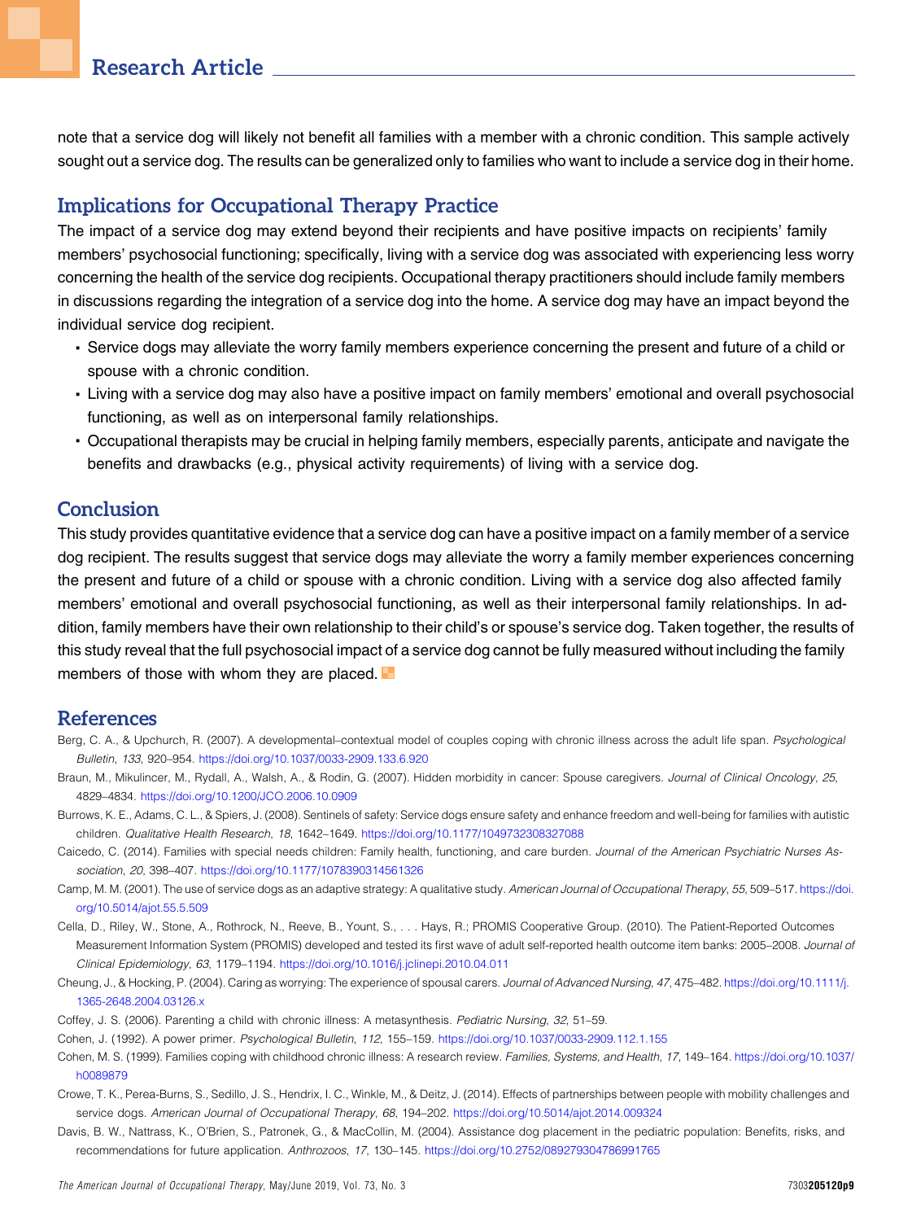note that a service dog will likely not benefit all families with a member with a chronic condition. This sample actively sought out a service dog. The results can be generalized only to families who want to include a service dog in their home.

## Implications for Occupational Therapy Practice

The impact of a service dog may extend beyond their recipients and have positive impacts on recipients' family members' psychosocial functioning; specifically, living with a service dog was associated with experiencing less worry concerning the health of the service dog recipients. Occupational therapy practitioners should include family members in discussions regarding the integration of a service dog into the home. A service dog may have an impact beyond the individual service dog recipient.

- Service dogs may alleviate the worry family members experience concerning the present and future of a child or spouse with a chronic condition.
- Living with a service dog may also have a positive impact on family members' emotional and overall psychosocial functioning, as well as on interpersonal family relationships.
- Occupational therapists may be crucial in helping family members, especially parents, anticipate and navigate the benefits and drawbacks (e.g., physical activity requirements) of living with a service dog.

## Conclusion

This study provides quantitative evidence that a service dog can have a positive impact on a family member of a service dog recipient. The results suggest that service dogs may alleviate the worry a family member experiences concerning the present and future of a child or spouse with a chronic condition. Living with a service dog also affected family members' emotional and overall psychosocial functioning, as well as their interpersonal family relationships. In addition, family members have their own relationship to their child's or spouse's service dog. Taken together, the results of this study reveal that the full psychosocial impact of a service dog cannot be fully measured without including the family members of those with whom they are placed.

## References

Berg, C. A., & Upchurch, R. (2007). A developmental–contextual model of couples coping with chronic illness across the adult life span. *Psychological Bulletin*, *133*, 920–954. https://doi.org/10.1037/0033-2909.133.6.920

Braun, M., Mikulincer, M., Rydall, A., Walsh, A., & Rodin, G. (2007). Hidden morbidity in cancer: Spouse caregivers. *Journal of Clinical Oncology*, *25*, 4829–4834. https://doi.org/10.1200/JCO.2006.10.0909

Burrows, K. E., Adams, C. L., & Spiers, J. (2008). Sentinels of safety: Service dogs ensure safety and enhance freedom and well-being for families with autistic children. *Qualitative Health Research*, *18*, 1642–1649. https://doi.org/10.1177/1049732308327088

Caicedo, C. (2014). Families with special needs children: Family health, functioning, and care burden. *Journal of the American Psychiatric Nurses Association*, *20*, 398–407. https://doi.org/10.1177/1078390314561326

Camp, M. M. (2001). The use of service dogs as an adaptive strategy: A qualitative study. *American Journal of Occupational Therapy*, *55*, 509–517. https://doi.org/10.5014/ajot.55.5.509

Cella, D., Riley, W., Stone, A., Rothrock, N., Reeve, B., Yount, S., . . . Hays, R.; PROMIS Cooperative Group. (2010). The Patient-Reported Outcomes Measurement Information System (PROMIS) developed and tested its first wave of adult self-reported health outcome item banks: 2005–2008. *Journal of Clinical Epidemiology*, *63*, 1179–1194. https://doi.org/10.1016/j.jclinepi.2010.04.011

Cheung, J., & Hocking, P. (2004). Caring as worrying: The experience of spousal carers. *Journal of Advanced Nursing*, *47*, 475–482. https://doi.org/10.1111/j.1365-2648.2004.03126.x

Coffey, J. S. (2006). Parenting a child with chronic illness: A metasynthesis. *Pediatric Nursing*, *32*, 51–59.

Cohen, J. (1992). A power primer. *Psychological Bulletin*, *112*, 155–159. https://doi.org/10.1037/0033-2909.112.1.155

Cohen, M. S. (1999). Families coping with childhood chronic illness: A research review. *Families, Systems, and Health*, *17*, 149–164. https://doi.org/10.1037/h0089879

Crowe, T. K., Perea-Burns, S., Sedillo, J. S., Hendrix, I. C., Winkle, M., & Deitz, J. (2014). Effects of partnerships between people with mobility challenges and service dogs. *American Journal of Occupational Therapy*, *68*, 194–202. https://doi.org/10.5014/ajot.2014.009324

Davis, B. W., Nattrass, K., O'Brien, S., Patronek, G., & MacCollin, M. (2004). Assistance dog placement in the pediatric population: Benefits, risks, and recommendations for future application. *Anthrozoos*, *17*, 130–145. https://doi.org/10.2752/089279304786991765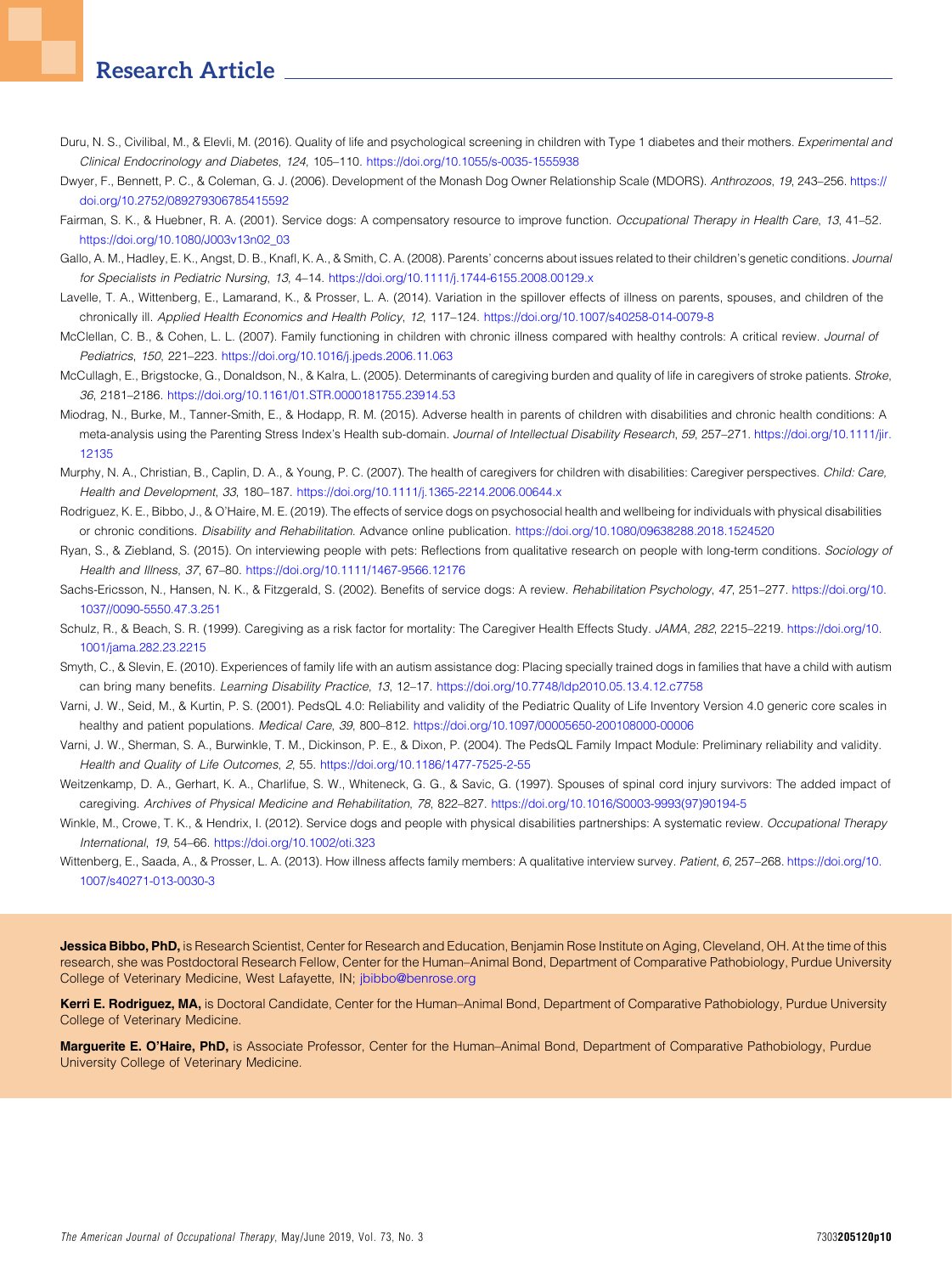Duru, N. S., Civilibal, M., & Elevli, M. (2016). Quality of life and psychological screening in children with Type 1 diabetes and their mothers. *Experimental and Clinical Endocrinology and Diabetes*, *124*, 105–110. https://doi.org/10.1055/s-0035-1555938

Dwyer, F., Bennett, P. C., & Coleman, G. J. (2006). Development of the Monash Dog Owner Relationship Scale (MDORS). *Anthrozoos*, *19*, 243–256. https://doi.org/10.2752/089279306785415592

Fairman, S. K., & Huebner, R. A. (2001). Service dogs: A compensatory resource to improve function. *Occupational Therapy in Health Care*, *13*, 41–52. https://doi.org/10.1080/J003v13n02_03

Gallo, A. M., Hadley, E. K., Angst, D. B., Knafl, K. A., & Smith, C. A. (2008). Parents' concerns about issues related to their children's genetic conditions. *Journal for Specialists in Pediatric Nursing*, *13*, 4–14. https://doi.org/10.1111/j.1744-6155.2008.00129.x

Lavelle, T. A., Wittenberg, E., Lamarand, K., & Prosser, L. A. (2014). Variation in the spillover effects of illness on parents, spouses, and children of the chronically ill. *Applied Health Economics and Health Policy*, *12*, 117–124. https://doi.org/10.1007/s40258-014-0079-8

McClellan, C. B., & Cohen, L. L. (2007). Family functioning in children with chronic illness compared with healthy controls: A critical review. *Journal of Pediatrics*, *150*, 221–223. https://doi.org/10.1016/j.jpeds.2006.11.063

McCullagh, E., Brigstocke, G., Donaldson, N., & Kalra, L. (2005). Determinants of caregiving burden and quality of life in caregivers of stroke patients. *Stroke*, *36*, 2181–2186. https://doi.org/10.1161/01.STR.0000181755.23914.53

Miodrag, N., Burke, M., Tanner-Smith, E., & Hodapp, R. M. (2015). Adverse health in parents of children with disabilities and chronic health conditions: A meta-analysis using the Parenting Stress Index's Health sub-domain. *Journal of Intellectual Disability Research*, *59*, 257–271. https://doi.org/10.1111/jir.12135

Murphy, N. A., Christian, B., Caplin, D. A., & Young, P. C. (2007). The health of caregivers for children with disabilities: Caregiver perspectives. *Child: Care, Health and Development*, *33*, 180–187. https://doi.org/10.1111/j.1365-2214.2006.00644.x

Rodriguez, K. E., Bibbo, J., & O'Haire, M. E. (2019). The effects of service dogs on psychosocial health and wellbeing for individuals with physical disabilities or chronic conditions. *Disability and Rehabilitation*. Advance online publication. https://doi.org/10.1080/09638288.2018.1524520

Ryan, S., & Ziebland, S. (2015). On interviewing people with pets: Reflections from qualitative research on people with long-term conditions. *Sociology of Health and Illness*, *37*, 67–80. https://doi.org/10.1111/1467-9566.12176

Sachs-Ericsson, N., Hansen, N. K., & Fitzgerald, S. (2002). Benefits of service dogs: A review. *Rehabilitation Psychology*, *47*, 251–277. https://doi.org/10.1037//0090-5550.47.3.251

Schulz, R., & Beach, S. R. (1999). Caregiving as a risk factor for mortality: The Caregiver Health Effects Study. *JAMA*, *282*, 2215–2219. https://doi.org/10.1001/jama.282.23.2215

Smyth, C., & Slevin, E. (2010). Experiences of family life with an autism assistance dog: Placing specially trained dogs in families that have a child with autism can bring many benefits. *Learning Disability Practice*, *13*, 12–17. https://doi.org/10.7748/ldp2010.05.13.4.12.c7758

Varni, J. W., Seid, M., & Kurtin, P. S. (2001). PedsQL 4.0: Reliability and validity of the Pediatric Quality of Life Inventory Version 4.0 generic core scales in healthy and patient populations. *Medical Care*, *39*, 800–812. https://doi.org/10.1097/00005650-200108000-00006

Varni, J. W., Sherman, S. A., Burwinkle, T. M., Dickinson, P. E., & Dixon, P. (2004). The PedsQL Family Impact Module: Preliminary reliability and validity. *Health and Quality of Life Outcomes*, *2*, 55. https://doi.org/10.1186/1477-7525-2-55

Weitzenkamp, D. A., Gerhart, K. A., Charlifue, S. W., Whiteneck, G. G., & Savic, G. (1997). Spouses of spinal cord injury survivors: The added impact of caregiving. *Archives of Physical Medicine and Rehabilitation*, *78*, 822–827. https://doi.org/10.1016/S0003-9993(97)90194-5

Winkle, M., Crowe, T. K., & Hendrix, I. (2012). Service dogs and people with physical disabilities partnerships: A systematic review. *Occupational Therapy International*, *19*, 54–66. https://doi.org/10.1002/oti.323

Wittenberg, E., Saada, A., & Prosser, L. A. (2013). How illness affects family members: A qualitative interview survey. *Patient*, *6*, 257–268. https://doi.org/10.1007/s40271-013-0030-3

**Jessica Bibbo, PhD,** is Research Scientist, Center for Research and Education, Benjamin Rose Institute on Aging, Cleveland, OH. At the time of this research, she was Postdoctoral Research Fellow, Center for the Human–Animal Bond, Department of Comparative Pathobiology, Purdue University College of Veterinary Medicine, West Lafayette, IN; jbibbo@benrose.org

**Kerri E. Rodriguez, MA,** is Doctoral Candidate, Center for the Human–Animal Bond, Department of Comparative Pathobiology, Purdue University College of Veterinary Medicine.

**Marguerite E. O'Haire, PhD,** is Associate Professor, Center for the Human–Animal Bond, Department of Comparative Pathobiology, Purdue University College of Veterinary Medicine.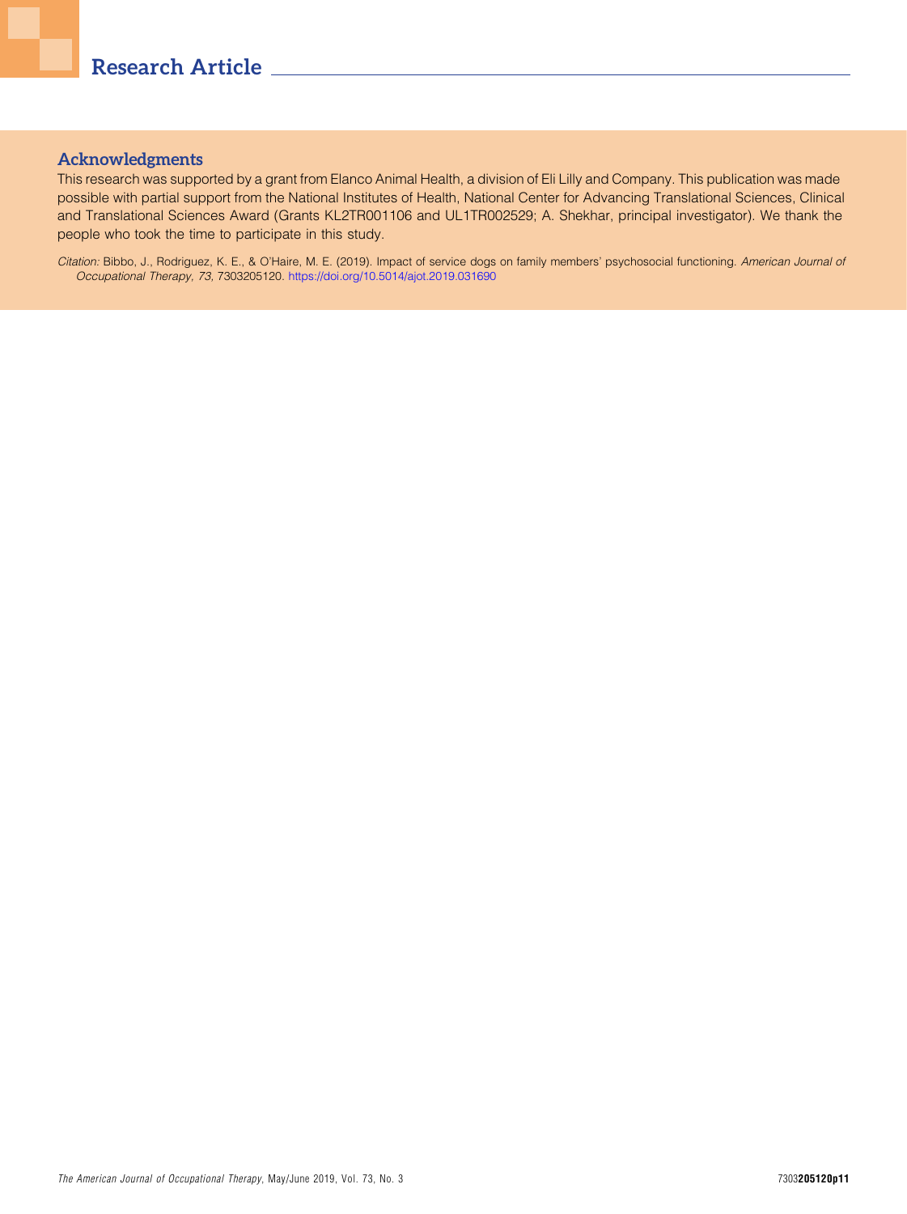## Acknowledgments

This research was supported by a grant from Elanco Animal Health, a division of Eli Lilly and Company. This publication was made possible with partial support from the National Institutes of Health, National Center for Advancing Translational Sciences, Clinical and Translational Sciences Award (Grants KL2TR001106 and UL1TR002529; A. Shekhar, principal investigator). We thank the people who took the time to participate in this study.

*Citation:* Bibbo, J., Rodriguez, K. E., & O'Haire, M. E. (2019). Impact of service dogs on family members' psychosocial functioning. *American Journal of Occupational Therapy, 73,* 7303205120. https://doi.org/10.5014/ajot.2019.031690